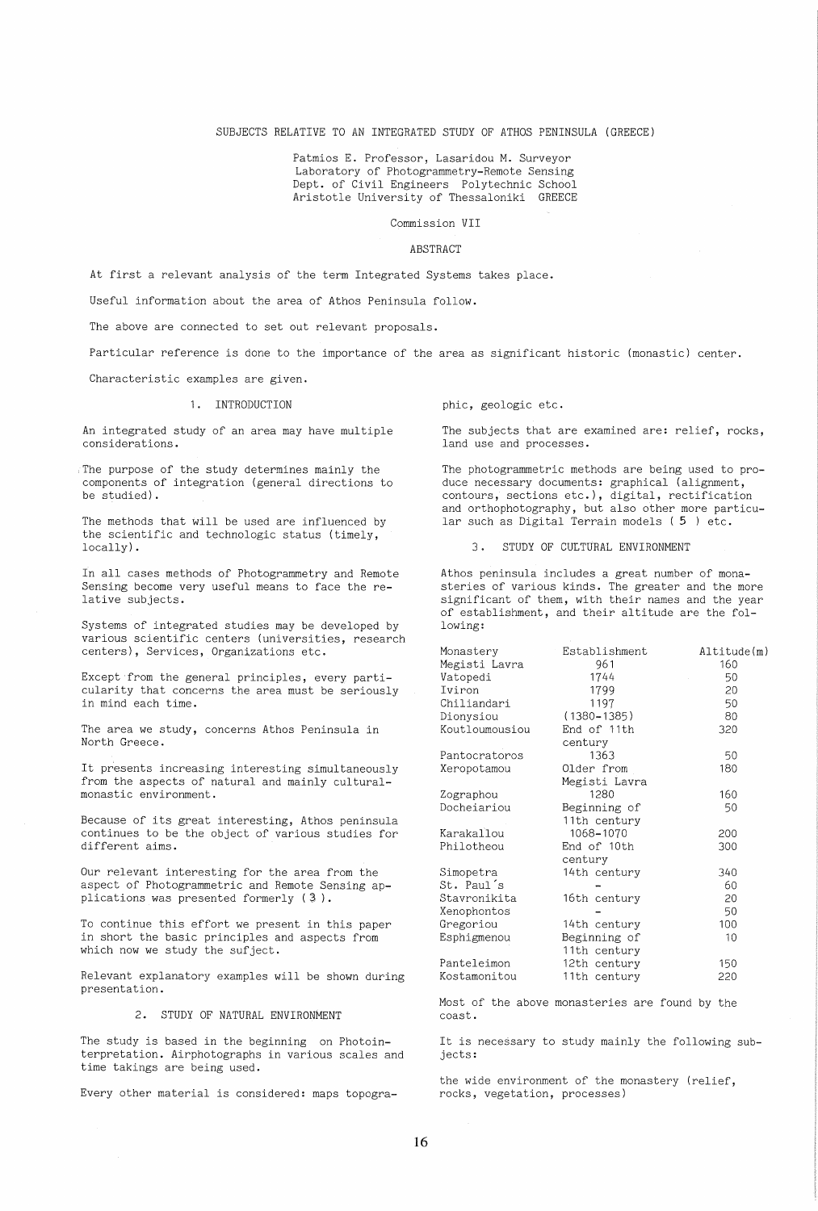# SUBJECTS RELATIVE TO AN INTEGRATED STUDY OF ATHOS PENINSULA (GREECE)

Patmios E. Professor, Lasaridou M. Surveyor
Laboratory of Photogrammetry-Remote Sensing
Dept. of Civil Engineers Polytechnic School
Aristotle University of Thessaloniki GREECE

Commission VII

## ABSTRACT

At first a relevant analysis of the term Integrated Systems takes place.

Useful information about the area of Athos Peninsula follow.

The above are connected to set out relevant proposals.

Particular reference is done to the importance of the area as significant historic (monastic) center.

Characteristic examples are given.

## 1. INTRODUCTION

An integrated study of an area may have multiple considerations.

The purpose of the study determines mainly the components of integration (general directions to be studied).

The methods that will be used are influenced by the scientific and technologic status (timely, locally).

In all cases methods of Photogrammetry and Remote Sensing become very useful means to face the relative subjects.

Systems of integrated studies may be developed by various scientific centers (universities, research centers), Services, Organizations etc.

Except from the general principles, every particularity that concerns the area must be seriously in mind each time.

The area we study, concerns Athos Peninsula in North Greece.

It presents increasing interesting simultaneously from the aspects of natural and mainly cultural-monastic environment.

Because of its great interesting, Athos peninsula continues to be the object of various studies for different aims.

Our relevant interesting for the area from the aspect of Photogrammetric and Remote Sensing applications was presented formerly ( 3 ).

To continue this effort we present in this paper in short the basic principles and aspects from which now we study the sufject.

Relevant explanatory examples will be shown during presentation.

## 2. STUDY OF NATURAL ENVIRONMENT

The study is based in the beginning on Photointerpretation. Airphotographs in various scales and time takings are being used.

Every other material is considered: maps topographic, geologic etc.

The subjects that are examined are: relief, rocks, land use and processes.

The photogrammetric methods are being used to produce necessary documents: graphical (alignment, contours, sections etc.), digital, rectification and orthophotography, but also other more particular such as Digital Terrain models ( 5 ) etc.

## 3. STUDY OF CULTURAL ENVIRONMENT

Athos peninsula includes a great number of monasteries of various kinds. The greater and the more significant of them, with their names and the year of establishment, and their altitude are the following:

| Monastery | Establishment | Altitude(m) |
|---|---|---|
| Megisti Lavra | 961 | 160 |
| Vatopedi | 1744 | 50 |
| Iviron | 1799 | 20 |
| Chiliandari | 1197 | 50 |
| Dionysiou | (1380-1385) | 80 |
| Koutloumousiou | End of 11th century | 320 |
| Pantocratoros | 1363 | 50 |
| Xeropotamou | Older from Megisti Lavra | 180 |
| Zographou | 1280 | 160 |
| Docheiariou | Beginning of 11th century | 50 |
| Karakallou | 1068-1070 | 200 |
| Philotheou | End of 10th century | 300 |
| Simopetra | 14th century | 340 |
| St. Paul´s | - | 60 |
| Stavronikita | 16th century | 20 |
| Xenophontos | - | 50 |
| Gregoriou | 14th century | 100 |
| Esphigmenou | Beginning of 11th century | 10 |
| Panteleimon | 12th century | 150 |
| Kostamonitou | 11th century | 220 |

Most of the above monasteries are found by the coast.

It is necessary to study mainly the following subjects:

the wide environment of the monastery (relief, rocks, vegetation, processes)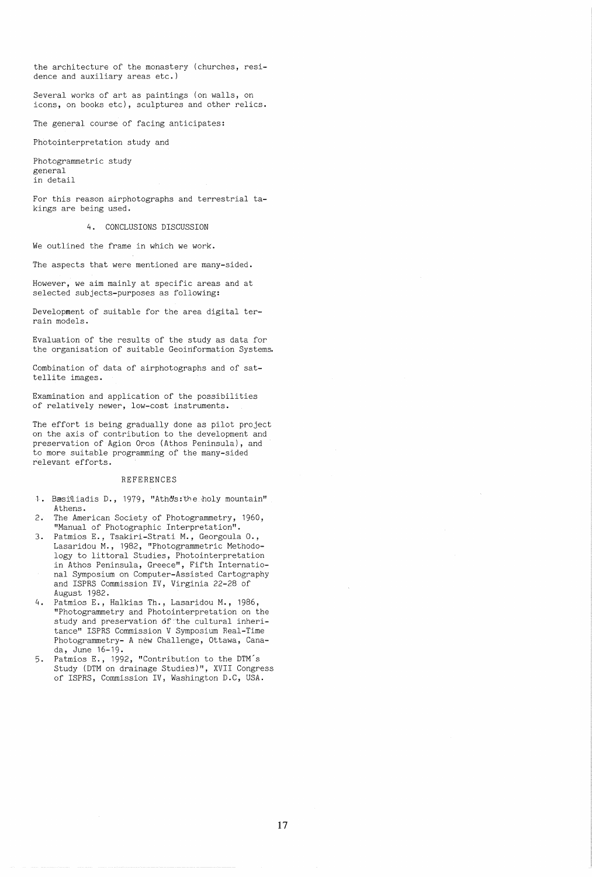the architecture of the monastery (churches, residence and auxiliary areas etc.)

Several works of art as paintings (on walls, on icons, on books etc), sculptures and other relics.

The general course of facing anticipates:

Photointerpretation study and

Photogrammetric study
general
in detail

For this reason airphotographs and terrestrial takings are being used.

## 4. CONCLUSIONS DISCUSSION

We outlined the frame in which we work.

The aspects that were mentioned are many-sided.

However, we aim mainly at specific areas and at selected subjects-purposes as following:

Development of suitable for the area digital terrain models.

Evaluation of the results of the study as data for the organisation of suitable Geoinformation Systems.

Combination of data of airphotographs and of sattellite images.

Examination and application of the possibilities of relatively newer, low-cost instruments.

The effort is being gradually done as pilot project on the axis of contribution to the development and preservation of Agion Oros (Athos Peninsula), and to more suitable programming of the many-sided relevant efforts.

## REFERENCES

1. Basiliadis D., 1979, "Athos:the holy mountain" Athens.
2. The American Society of Photogrammetry, 1960, "Manual of Photographic Interpretation".
3. Patmios E., Tsakiri-Strati M., Georgoula O., Lasaridou M., 1982, "Photogrammetric Methodology to littoral Studies, Photointerpretation in Athos Peninsula, Greece", Fifth International Symposium on Computer-Assisted Cartography and ISPRS Commission IV, Virginia 22-28 of August 1982.
4. Patmios E., Halkias Th., Lasaridou M., 1986, "Photogrammetry and Photointerpretation on the study and preservation of the cultural inheritance" ISPRS Commission V Symposium Real-Time Photogrammetry- A new Challenge, Ottawa, Canada, June 16-19.
5. Patmios E., 1992, "Contribution to the DTM's Study (DTM on drainage Studies)", XVII Congress of ISPRS, Commission IV, Washington D.C, USA.